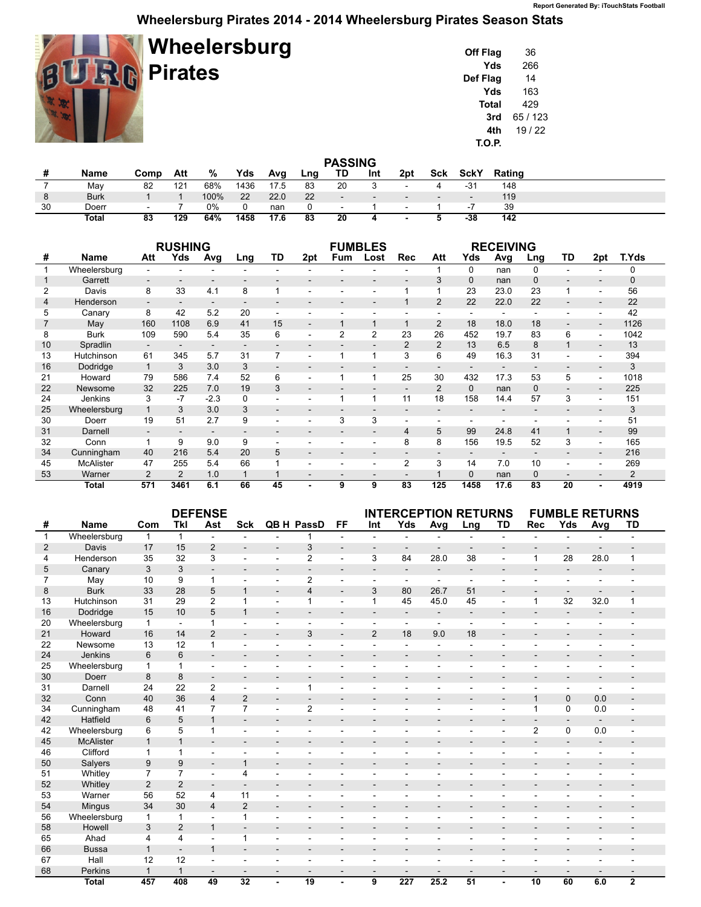Report Generated By: iTouchStats Football

# Wheelersburg Pirates 2014 - 2014 Wheelersburg Pirates Season Stats

## Wheelersburg Pirates

| | |
|---|---|
| Off Flag | 36 |
| Yds | 266 |
| Def Flag | 14 |
| Yds | 163 |
| Total | 429 |
| 3rd | 65 / 123 |
| 4th | 19 / 22 |
| T.O.P. | |

### PASSING

| # | Name | Comp | Att | % | Yds | Avg | Lng | TD | Int | 2pt | Sck | SckY | Rating |
|---|---|---|---|---|---|---|---|---|---|---|---|---|---|
| 7 | May | 82 | 121 | 68% | 1436 | 17.5 | 83 | 20 | 3 | - | 4 | -31 | 148 |
| 8 | Burk | 1 | 1 | 100% | 22 | 22.0 | 22 | - | - | - | - | - | 119 |
| 30 | Doerr | - | 7 | 0% | 0 | nan | 0 | - | 1 | - | 1 | -7 | 39 |
| | **Total** | **83** | **129** | **64%** | **1458** | **17.6** | **83** | **20** | **4** | **-** | **5** | **-38** | **142** |

### RUSHING / FUMBLES / RECEIVING

| | | RUSHING | | | | | | FUMBLES | | RECEIVING | | | | | | | |
|---|---|---|---|---|---|---|---|---|---|---|---|---|---|---|---|---|---|
| # | Name | Att | Yds | Avg | Lng | TD | 2pt | Fum | Lost | Rec | Att | Yds | Avg | Lng | TD | 2pt | T.Yds |
| 1 | Wheelersburg | - | - | - | - | - | - | - | - | - | 1 | 0 | nan | 0 | - | - | 0 |
| 1 | Garrett | - | - | - | - | - | - | - | - | - | 3 | 0 | nan | 0 | - | - | 0 |
| 2 | Davis | 8 | 33 | 4.1 | 8 | 1 | - | - | - | 1 | 1 | 23 | 23.0 | 23 | 1 | - | 56 |
| 4 | Henderson | - | - | - | - | - | - | - | - | 1 | 2 | 22 | 22.0 | 22 | - | - | 22 |
| 5 | Canary | 8 | 42 | 5.2 | 20 | - | - | - | - | - | - | - | - | - | - | - | 42 |
| 7 | May | 160 | 1108 | 6.9 | 41 | 15 | - | 1 | 1 | 1 | 2 | 18 | 18.0 | 18 | - | - | 1126 |
| 8 | Burk | 109 | 590 | 5.4 | 35 | 6 | - | 2 | 2 | 23 | 26 | 452 | 19.7 | 83 | 6 | - | 1042 |
| 10 | Spradlin | - | - | - | - | - | - | - | - | 2 | 2 | 13 | 6.5 | 8 | 1 | - | 13 |
| 13 | Hutchinson | 61 | 345 | 5.7 | 31 | 7 | - | 1 | 1 | 3 | 6 | 49 | 16.3 | 31 | - | - | 394 |
| 16 | Dodridge | 1 | 3 | 3.0 | 3 | - | - | - | - | - | - | - | - | - | - | - | 3 |
| 21 | Howard | 79 | 586 | 7.4 | 52 | 6 | - | 1 | 1 | 25 | 30 | 432 | 17.3 | 53 | 5 | - | 1018 |
| 22 | Newsome | 32 | 225 | 7.0 | 19 | 3 | - | - | - | - | 2 | 0 | nan | 0 | - | - | 225 |
| 24 | Jenkins | 3 | -7 | -2.3 | 0 | - | - | 1 | 1 | 11 | 18 | 158 | 14.4 | 57 | 3 | - | 151 |
| 25 | Wheelersburg | 1 | 3 | 3.0 | 3 | - | - | - | - | - | - | - | - | - | - | - | 3 |
| 30 | Doerr | 19 | 51 | 2.7 | 9 | - | - | 3 | 3 | - | - | - | - | - | - | - | 51 |
| 31 | Darnell | - | - | - | - | - | - | - | - | 4 | 5 | 99 | 24.8 | 41 | 1 | - | 99 |
| 32 | Conn | 1 | 9 | 9.0 | 9 | - | - | - | - | 8 | 8 | 156 | 19.5 | 52 | 3 | - | 165 |
| 34 | Cunningham | 40 | 216 | 5.4 | 20 | 5 | - | - | - | - | - | - | - | - | - | - | 216 |
| 45 | McAlister | 47 | 255 | 5.4 | 66 | 1 | - | - | - | 2 | 3 | 14 | 7.0 | 10 | - | - | 269 |
| 53 | Warner | 2 | 2 | 1.0 | 1 | 1 | - | - | - | - | 1 | 0 | nan | 0 | - | - | 2 |
| | **Total** | **571** | **3461** | **6.1** | **66** | **45** | **-** | **9** | **9** | **83** | **125** | **1458** | **17.6** | **83** | **20** | **-** | **4919** |

### DEFENSE / INTERCEPTION RETURNS / FUMBLE RETURNS

| | | DEFENSE | | | | | | | INTERCEPTION RETURNS | | | | | FUMBLE RETURNS | | | |
|---|---|---|---|---|---|---|---|---|---|---|---|---|---|---|---|---|---|
| # | Name | Com | Tkl | Ast | Sck | QB H | PassD | FF | Int | Yds | Avg | Lng | TD | Rec | Yds | Avg | TD |
| 1 | Wheelersburg | 1 | 1 | - | - | - | 1 | - | - | - | - | - | - | - | - | - | - |
| 2 | Davis | 17 | 15 | 2 | - | - | 3 | - | - | - | - | - | - | - | - | - | - |
| 4 | Henderson | 35 | 32 | 3 | - | - | 2 | - | 3 | 84 | 28.0 | 38 | - | 1 | 28 | 28.0 | 1 |
| 5 | Canary | 3 | 3 | - | - | - | - | - | - | - | - | - | - | - | - | - | - |
| 7 | May | 10 | 9 | 1 | - | - | 2 | - | - | - | - | - | - | - | - | - | - |
| 8 | Burk | 33 | 28 | 5 | 1 | - | 4 | - | 3 | 80 | 26.7 | 51 | - | - | - | - | - |
| 13 | Hutchinson | 31 | 29 | 2 | 1 | - | 1 | - | 1 | 45 | 45.0 | 45 | - | 1 | 32 | 32.0 | 1 |
| 16 | Dodridge | 15 | 10 | 5 | 1 | - | - | - | - | - | - | - | - | - | - | - | - |
| 20 | Wheelersburg | 1 | - | 1 | - | - | - | - | - | - | - | - | - | - | - | - | - |
| 21 | Howard | 16 | 14 | 2 | - | - | 3 | - | 2 | 18 | 9.0 | 18 | - | - | - | - | - |
| 22 | Newsome | 13 | 12 | 1 | - | - | - | - | - | - | - | - | - | - | - | - | - |
| 24 | Jenkins | 6 | 6 | - | - | - | - | - | - | - | - | - | - | - | - | - | - |
| 25 | Wheelersburg | 1 | 1 | - | - | - | - | - | - | - | - | - | - | - | - | - | - |
| 30 | Doerr | 8 | 8 | - | - | - | - | - | - | - | - | - | - | - | - | - | - |
| 31 | Darnell | 24 | 22 | 2 | - | - | 1 | - | - | - | - | - | - | - | - | - | - |
| 32 | Conn | 40 | 36 | 4 | 2 | - | - | - | - | - | - | - | - | 1 | 0 | 0.0 | - |
| 34 | Cunningham | 48 | 41 | 7 | 7 | - | 2 | - | - | - | - | - | - | 1 | 0 | 0.0 | - |
| 42 | Hatfield | 6 | 5 | 1 | - | - | - | - | - | - | - | - | - | - | - | - | - |
| 42 | Wheelersburg | 6 | 5 | 1 | - | - | - | - | - | - | - | - | - | 2 | 0 | 0.0 | - |
| 45 | McAlister | 1 | 1 | - | - | - | - | - | - | - | - | - | - | - | - | - | - |
| 46 | Clifford | 1 | 1 | - | - | - | - | - | - | - | - | - | - | - | - | - | - |
| 50 | Salyers | 9 | 9 | - | 1 | - | - | - | - | - | - | - | - | - | - | - | - |
| 51 | Whitley | 7 | 7 | - | 4 | - | - | - | - | - | - | - | - | - | - | - | - |
| 52 | Whitley | 2 | 2 | - | - | - | - | - | - | - | - | - | - | - | - | - | - |
| 53 | Warner | 56 | 52 | 4 | 11 | - | - | - | - | - | - | - | - | - | - | - | - |
| 54 | Mingus | 34 | 30 | 4 | 2 | - | - | - | - | - | - | - | - | - | - | - | - |
| 56 | Wheelersburg | 1 | 1 | - | 1 | - | - | - | - | - | - | - | - | - | - | - | - |
| 58 | Howell | 3 | 2 | 1 | - | - | - | - | - | - | - | - | - | - | - | - | - |
| 65 | Ahad | 4 | 4 | - | 1 | - | - | - | - | - | - | - | - | - | - | - | - |
| 66 | Bussa | 1 | - | 1 | - | - | - | - | - | - | - | - | - | - | - | - | - |
| 67 | Hall | 12 | 12 | - | - | - | - | - | - | - | - | - | - | - | - | - | - |
| 68 | Perkins | 1 | 1 | - | - | - | - | - | - | - | - | - | - | - | - | - | - |
| | **Total** | **457** | **408** | **49** | **32** | **-** | **19** | **-** | **9** | **227** | **25.2** | **51** | **-** | **10** | **60** | **6.0** | **2** |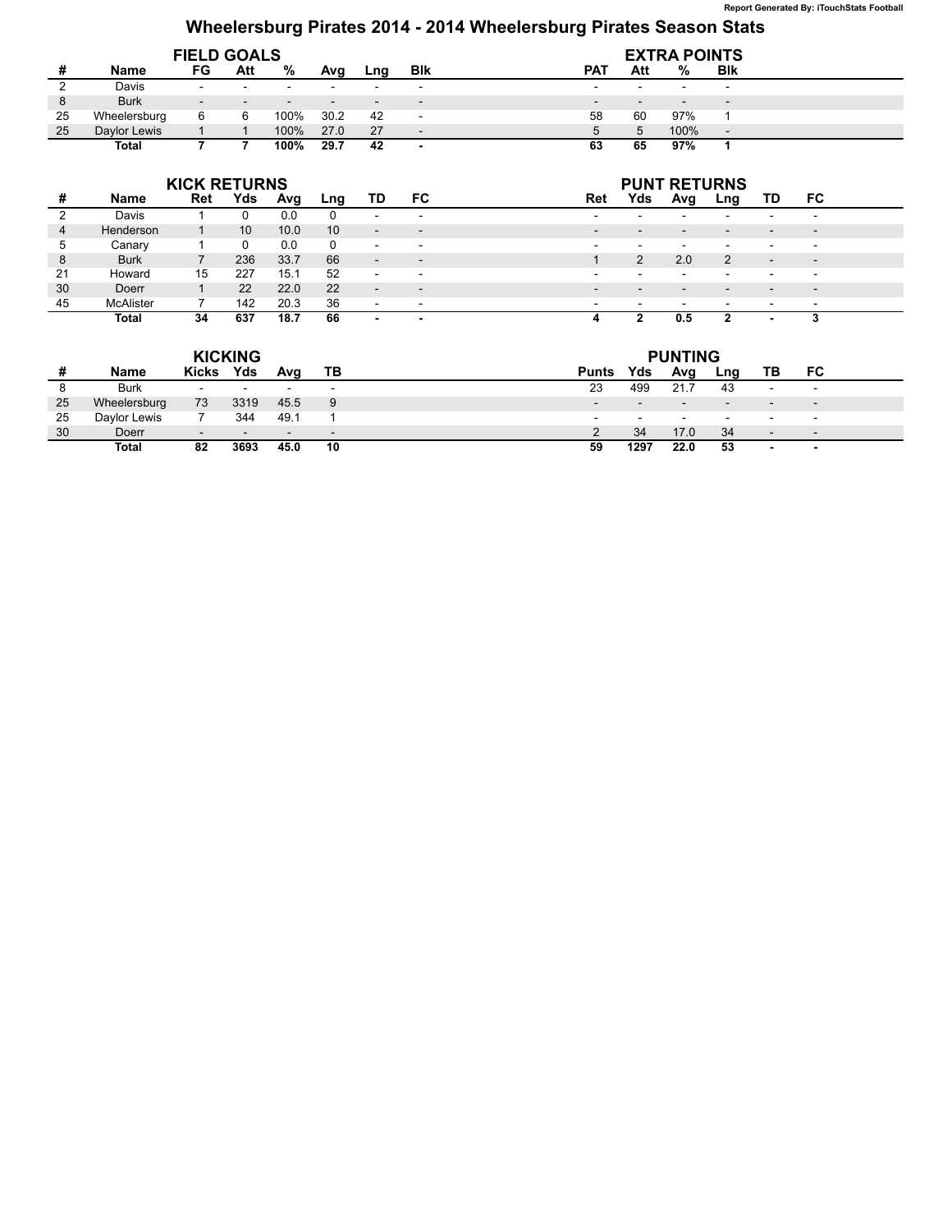Report Generated By: iTouchStats Football

# Wheelersburg Pirates 2014 - 2014 Wheelersburg Pirates Season Stats

## FIELD GOALS / EXTRA POINTS

| # | Name | FG | Att | % | Avg | Lng | Blk | PAT | Att | % | Blk |
|---|---|---|---|---|---|---|---|---|---|---|---|
| 2 | Davis | - | - | - | - | - | - | - | - | - | - |
| 8 | Burk | - | - | - | - | - | - | - | - | - | - |
| 25 | Wheelersburg | 6 | 6 | 100% | 30.2 | 42 | - | 58 | 60 | 97% | 1 |
| 25 | Daylor Lewis | 1 | 1 | 100% | 27.0 | 27 | - | 5 | 5 | 100% | - |
| | **Total** | **7** | **7** | **100%** | **29.7** | **42** | **-** | **63** | **65** | **97%** | **1** |

## KICK RETURNS / PUNT RETURNS

| # | Name | Ret | Yds | Avg | Lng | TD | FC | Ret | Yds | Avg | Lng | TD | FC |
|---|---|---|---|---|---|---|---|---|---|---|---|---|---|
| 2 | Davis | 1 | 0 | 0.0 | 0 | - | - | - | - | - | - | - | - |
| 4 | Henderson | 1 | 10 | 10.0 | 10 | - | - | - | - | - | - | - | - |
| 5 | Canary | 1 | 0 | 0.0 | 0 | - | - | - | - | - | - | - | - |
| 8 | Burk | 7 | 236 | 33.7 | 66 | - | - | 1 | 2 | 2.0 | 2 | - | - |
| 21 | Howard | 15 | 227 | 15.1 | 52 | - | - | - | - | - | - | - | - |
| 30 | Doerr | 1 | 22 | 22.0 | 22 | - | - | - | - | - | - | - | - |
| 45 | McAlister | 7 | 142 | 20.3 | 36 | - | - | - | - | - | - | - | - |
| | **Total** | **34** | **637** | **18.7** | **66** | **-** | **-** | **4** | **2** | **0.5** | **2** | **-** | **3** |

## KICKING / PUNTING

| # | Name | Kicks | Yds | Avg | TB | Punts | Yds | Avg | Lng | TB | FC |
|---|---|---|---|---|---|---|---|---|---|---|---|
| 8 | Burk | - | - | - | - | 23 | 499 | 21.7 | 43 | - | - |
| 25 | Wheelersburg | 73 | 3319 | 45.5 | 9 | - | - | - | - | - | - |
| 25 | Daylor Lewis | 7 | 344 | 49.1 | 1 | - | - | - | - | - | - |
| 30 | Doerr | - | - | - | - | 2 | 34 | 17.0 | 34 | - | - |
| | **Total** | **82** | **3693** | **45.0** | **10** | **59** | **1297** | **22.0** | **53** | **-** | **-** |